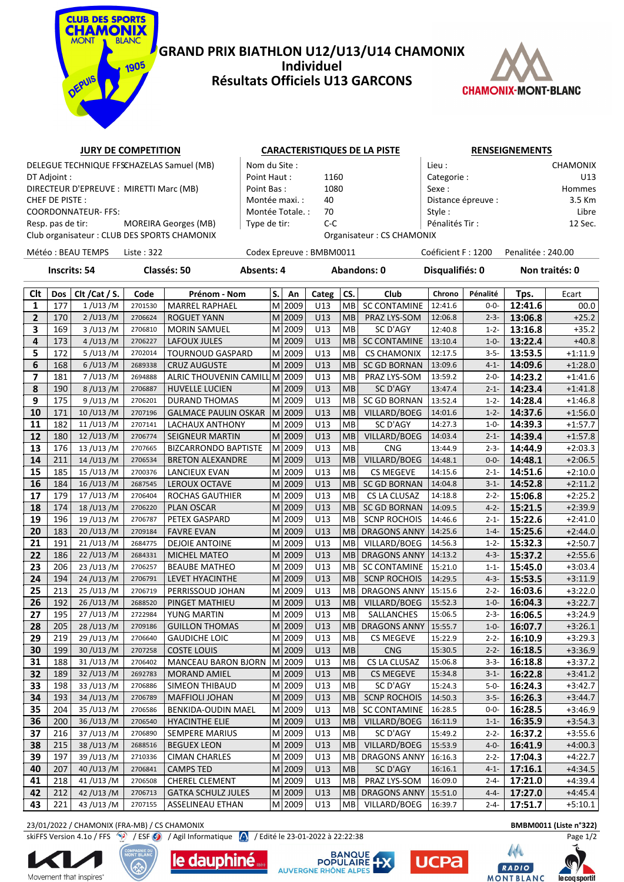# GRAND PRIX BIATHLON U12/U13/U14 CHAMONIX
## Individuel
## Résultats Officiels U13 GARCONS

**JURY DE COMPETITION**

DELEGUE TECHNIQUE FFS: CHAZELAS Samuel (MB)
DT Adjoint :
DIRECTEUR D'EPREUVE : MIRETTI Marc (MB)
CHEF DE PISTE :
COORDONNATEUR- FFS:
Resp. pas de tir: MOREIRA Georges (MB)
Club organisateur : CLUB DES SPORTS CHAMONIX

**CARACTERISTIQUES DE LA PISTE**

Nom du Site :
Point Haut : 1160
Point Bas : 1080
Montée maxi. : 40
Montée Totale. : 70
Type de tir: C-C
Organisateur : CS CHAMONIX

**RENSEIGNEMENTS**

Lieu : CHAMONIX
Categorie : U13
Sexe : Hommes
Distance épreuve : 3.5 Km
Style : Libre
Pénalités Tir : 12 Sec.

Météo : BEAU TEMPS Liste : 322 Codex Epreuve : BMBM0011 Coéficient F : 1200 Penalitée : 240.00

**Inscrits: 54 Classés: 50 Absents: 4 Abandons: 0 Disqualifiés: 0 Non traités: 0**

| Clt | Dos | Clt /Cat / S. | Code | Prénom - Nom | S. | An | Categ | CS. | Club | Chrono | Pénalité | Tps. | Ecart |
|---|---|---|---|---|---|---|---|---|---|---|---|---|---|
| 1 | 177 | 1 /U13 /M | 2701530 | MARREL RAPHAEL | M | 2009 | U13 | MB | SC CONTAMINE | 12:41.6 | 0-0- | 12:41.6 | 00.0 |
| 2 | 170 | 2 /U13 /M | 2706624 | ROGUET YANN | M | 2009 | U13 | MB | PRAZ LYS-SOM | 12:06.8 | 2-3- | 13:06.8 | +25.2 |
| 3 | 169 | 3 /U13 /M | 2706810 | MORIN SAMUEL | M | 2009 | U13 | MB | SC D'AGY | 12:40.8 | 1-2- | 13:16.8 | +35.2 |
| 4 | 173 | 4 /U13 /M | 2706227 | LAFOUX JULES | M | 2009 | U13 | MB | SC CONTAMINE | 13:10.4 | 1-0- | 13:22.4 | +40.8 |
| 5 | 172 | 5 /U13 /M | 2702014 | TOURNOUD GASPARD | M | 2009 | U13 | MB | CS CHAMONIX | 12:17.5 | 3-5- | 13:53.5 | +1:11.9 |
| 6 | 168 | 6 /U13 /M | 2689338 | CRUZ AUGUSTE | M | 2009 | U13 | MB | SC GD BORNAN | 13:09.6 | 4-1- | 14:09.6 | +1:28.0 |
| 7 | 181 | 7 /U13 /M | 2694888 | ALRIC THOUVENIN CAMILL | M | 2009 | U13 | MB | PRAZ LYS-SOM | 13:59.2 | 2-0- | 14:23.2 | +1:41.6 |
| 8 | 190 | 8 /U13 /M | 2706887 | HUVELLE LUCIEN | M | 2009 | U13 | MB | SC D'AGY | 13:47.4 | 2-1- | 14:23.4 | +1:41.8 |
| 9 | 175 | 9 /U13 /M | 2706201 | DURAND THOMAS | M | 2009 | U13 | MB | SC GD BORNAN | 13:52.4 | 1-2- | 14:28.4 | +1:46.8 |
| 10 | 171 | 10 /U13 /M | 2707196 | GALMACE PAULIN OSKAR | M | 2009 | U13 | MB | VILLARD/BOEG | 14:01.6 | 1-2- | 14:37.6 | +1:56.0 |
| 11 | 182 | 11 /U13 /M | 2707141 | LACHAUX ANTHONY | M | 2009 | U13 | MB | SC D'AGY | 14:27.3 | 1-0- | 14:39.3 | +1:57.7 |
| 12 | 180 | 12 /U13 /M | 2706774 | SEIGNEUR MARTIN | M | 2009 | U13 | MB | VILLARD/BOEG | 14:03.4 | 2-1- | 14:39.4 | +1:57.8 |
| 13 | 176 | 13 /U13 /M | 2707665 | BIZCARRONDO BAPTISTE | M | 2009 | U13 | MB | CNG | 13:44.9 | 2-3- | 14:44.9 | +2:03.3 |
| 14 | 211 | 14 /U13 /M | 2706534 | BRETON ALEXANDRE | M | 2009 | U13 | MB | VILLARD/BOEG | 14:48.1 | 0-0- | 14:48.1 | +2:06.5 |
| 15 | 185 | 15 /U13 /M | 2700376 | LANCIEUX EVAN | M | 2009 | U13 | MB | CS MEGEVE | 14:15.6 | 2-1- | 14:51.6 | +2:10.0 |
| 16 | 184 | 16 /U13 /M | 2687545 | LEROUX OCTAVE | M | 2009 | U13 | MB | SC GD BORNAN | 14:04.8 | 3-1- | 14:52.8 | +2:11.2 |
| 17 | 179 | 17 /U13 /M | 2706404 | ROCHAS GAUTHIER | M | 2009 | U13 | MB | CS LA CLUSAZ | 14:18.8 | 2-2- | 15:06.8 | +2:25.2 |
| 18 | 174 | 18 /U13 /M | 2706220 | PLAN OSCAR | M | 2009 | U13 | MB | SC GD BORNAN | 14:09.5 | 4-2- | 15:21.5 | +2:39.9 |
| 19 | 196 | 19 /U13 /M | 2706787 | PETEX GASPARD | M | 2009 | U13 | MB | SCNP ROCHOIS | 14:46.6 | 2-1- | 15:22.6 | +2:41.0 |
| 20 | 183 | 20 /U13 /M | 2709184 | FAVRE EVAN | M | 2009 | U13 | MB | DRAGONS ANNY | 14:25.6 | 1-4- | 15:25.6 | +2:44.0 |
| 21 | 191 | 21 /U13 /M | 2684775 | DEJOIE ANTOINE | M | 2009 | U13 | MB | VILLARD/BOEG | 14:56.3 | 1-2- | 15:32.3 | +2:50.7 |
| 22 | 186 | 22 /U13 /M | 2684331 | MICHEL MATEO | M | 2009 | U13 | MB | DRAGONS ANNY | 14:13.2 | 4-3- | 15:37.2 | +2:55.6 |
| 23 | 206 | 23 /U13 /M | 2706257 | BEAUBE MATHEO | M | 2009 | U13 | MB | SC CONTAMINE | 15:21.0 | 1-1- | 15:45.0 | +3:03.4 |
| 24 | 194 | 24 /U13 /M | 2706791 | LEVET HYACINTHE | M | 2009 | U13 | MB | SCNP ROCHOIS | 14:29.5 | 4-3- | 15:53.5 | +3:11.9 |
| 25 | 213 | 25 /U13 /M | 2706719 | PERRISSOUD JOHAN | M | 2009 | U13 | MB | DRAGONS ANNY | 15:15.6 | 2-2- | 16:03.6 | +3:22.0 |
| 26 | 192 | 26 /U13 /M | 2688520 | PINGET MATHIEU | M | 2009 | U13 | MB | VILLARD/BOEG | 15:52.3 | 1-0- | 16:04.3 | +3:22.7 |
| 27 | 195 | 27 /U13 /M | 2722984 | YUNG MARTIN | M | 2009 | U13 | MB | SALLANCHES | 15:06.5 | 2-3- | 16:06.5 | +3:24.9 |
| 28 | 205 | 28 /U13 /M | 2709186 | GUILLON THOMAS | M | 2009 | U13 | MB | DRAGONS ANNY | 15:55.7 | 1-0- | 16:07.7 | +3:26.1 |
| 29 | 219 | 29 /U13 /M | 2706640 | GAUDICHE LOIC | M | 2009 | U13 | MB | CS MEGEVE | 15:22.9 | 2-2- | 16:10.9 | +3:29.3 |
| 30 | 199 | 30 /U13 /M | 2707258 | COSTE LOUIS | M | 2009 | U13 | MB | CNG | 15:30.5 | 2-2- | 16:18.5 | +3:36.9 |
| 31 | 188 | 31 /U13 /M | 2706402 | MANCEAU BARON BJORN | M | 2009 | U13 | MB | CS LA CLUSAZ | 15:06.8 | 3-3- | 16:18.8 | +3:37.2 |
| 32 | 189 | 32 /U13 /M | 2692783 | MORAND AMIEL | M | 2009 | U13 | MB | CS MEGEVE | 15:34.8 | 3-1- | 16:22.8 | +3:41.2 |
| 33 | 198 | 33 /U13 /M | 2706886 | SIMEON THIBAUD | M | 2009 | U13 | MB | SC D'AGY | 15:24.3 | 5-0- | 16:24.3 | +3:42.7 |
| 34 | 193 | 34 /U13 /M | 2706789 | MAFFIOLI JOHAN | M | 2009 | U13 | MB | SCNP ROCHOIS | 14:50.3 | 3-5- | 16:26.3 | +3:44.7 |
| 35 | 204 | 35 /U13 /M | 2706586 | BENKIDA-OUDIN MAEL | M | 2009 | U13 | MB | SC CONTAMINE | 16:28.5 | 0-0- | 16:28.5 | +3:46.9 |
| 36 | 200 | 36 /U13 /M | 2706540 | HYACINTHE ELIE | M | 2009 | U13 | MB | VILLARD/BOEG | 16:11.9 | 1-1- | 16:35.9 | +3:54.3 |
| 37 | 216 | 37 /U13 /M | 2706890 | SEMPERE MARIUS | M | 2009 | U13 | MB | SC D'AGY | 15:49.2 | 2-2- | 16:37.2 | +3:55.6 |
| 38 | 215 | 38 /U13 /M | 2688516 | BEGUEX LEON | M | 2009 | U13 | MB | VILLARD/BOEG | 15:53.9 | 4-0- | 16:41.9 | +4:00.3 |
| 39 | 197 | 39 /U13 /M | 2710336 | CIMAN CHARLES | M | 2009 | U13 | MB | DRAGONS ANNY | 16:16.3 | 2-2- | 17:04.3 | +4:22.7 |
| 40 | 207 | 40 /U13 /M | 2706841 | CAMPS TED | M | 2009 | U13 | MB | SC D'AGY | 16:16.1 | 4-1- | 17:16.1 | +4:34.5 |
| 41 | 218 | 41 /U13 /M | 2706508 | CHEREL CLEMENT | M | 2009 | U13 | MB | PRAZ LYS-SOM | 16:09.0 | 2-4- | 17:21.0 | +4:39.4 |
| 42 | 212 | 42 /U13 /M | 2706713 | GATKA STOCKAL JULES | M | 2009 | U13 | MB | DRAGONS ANNY | 15:51.0 | 4-4- | 17:27.0 | +4:45.4 |
| 43 | 221 | 43 /U13 /M | 2707155 | ASSELINEAU ETHAN | M | 2009 | U13 | MB | VILLARD/BOEG | 16:39.7 | 2-4- | 17:51.7 | +5:10.1 |

23/01/2022 / CHAMONIX (FRA-MB) / CS CHAMONIX — BMBM0011 (Liste n°322)
skiFFS Version 4.1o / FFS / ESF / Agil Informatique / Edité le 23-01-2022 à 22:22:38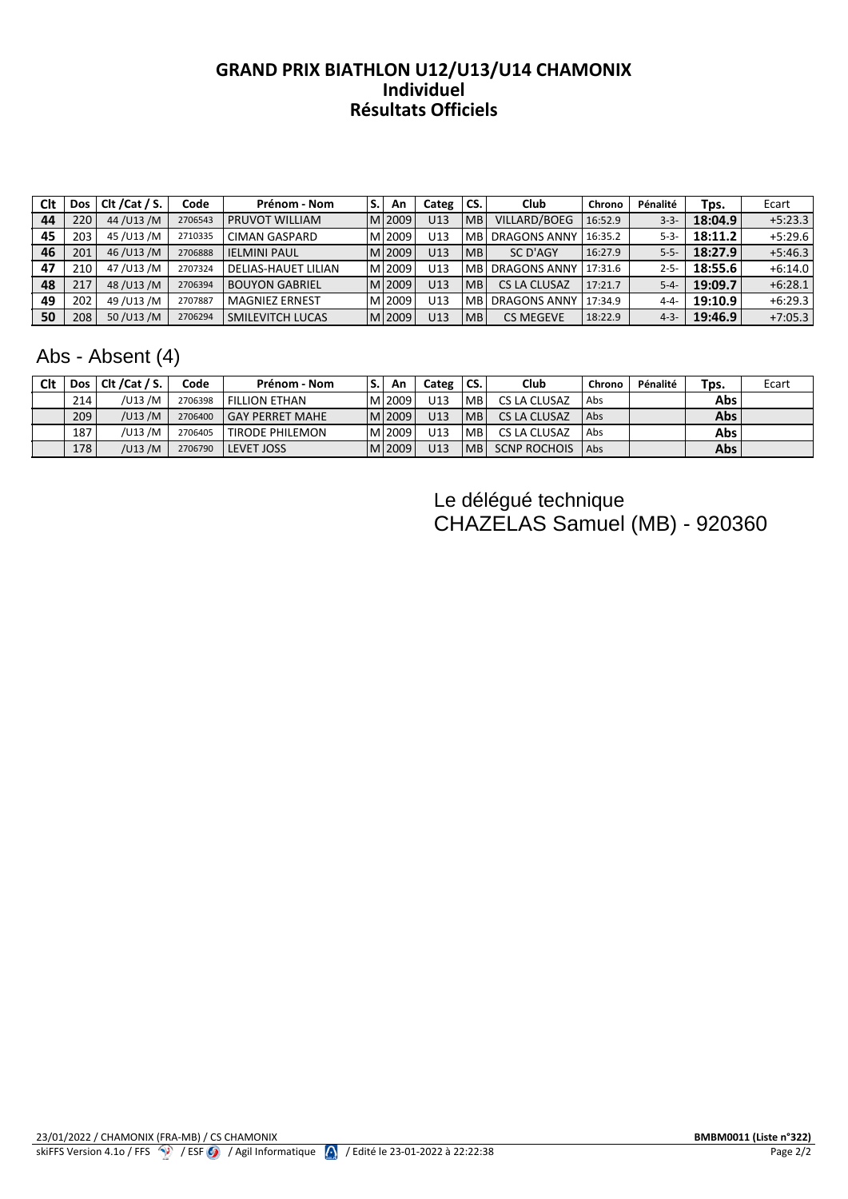# GRAND PRIX BIATHLON U12/U13/U14 CHAMONIX
## Individuel
## Résultats Officiels

| Clt | Dos | Clt /Cat / S. | Code | Prénom - Nom | S. | An | Categ | CS. | Club | Chrono | Pénalité | Tps. | Ecart |
|---|---|---|---|---|---|---|---|---|---|---|---|---|---|
| **44** | 220 | 44 /U13 /M | 2706543 | PRUVOT WILLIAM | M | 2009 | U13 | MB | VILLARD/BOEG | 16:52.9 | 3-3- | **18:04.9** | +5:23.3 |
| **45** | 203 | 45 /U13 /M | 2710335 | CIMAN GASPARD | M | 2009 | U13 | MB | DRAGONS ANNY | 16:35.2 | 5-3- | **18:11.2** | +5:29.6 |
| **46** | 201 | 46 /U13 /M | 2706888 | IELMINI PAUL | M | 2009 | U13 | MB | SC D'AGY | 16:27.9 | 5-5- | **18:27.9** | +5:46.3 |
| **47** | 210 | 47 /U13 /M | 2707324 | DELIAS-HAUET LILIAN | M | 2009 | U13 | MB | DRAGONS ANNY | 17:31.6 | 2-5- | **18:55.6** | +6:14.0 |
| **48** | 217 | 48 /U13 /M | 2706394 | BOUYON GABRIEL | M | 2009 | U13 | MB | CS LA CLUSAZ | 17:21.7 | 5-4- | **19:09.7** | +6:28.1 |
| **49** | 202 | 49 /U13 /M | 2707887 | MAGNIEZ ERNEST | M | 2009 | U13 | MB | DRAGONS ANNY | 17:34.9 | 4-4- | **19:10.9** | +6:29.3 |
| **50** | 208 | 50 /U13 /M | 2706294 | SMILEVITCH LUCAS | M | 2009 | U13 | MB | CS MEGEVE | 18:22.9 | 4-3- | **19:46.9** | +7:05.3 |

## Abs - Absent (4)

| Clt | Dos | Clt /Cat / S. | Code | Prénom - Nom | S. | An | Categ | CS. | Club | Chrono | Pénalité | Tps. | Ecart |
|---|---|---|---|---|---|---|---|---|---|---|---|---|---|
| | 214 | /U13 /M | 2706398 | FILLION ETHAN | M | 2009 | U13 | MB | CS LA CLUSAZ | Abs | | **Abs** | |
| | 209 | /U13 /M | 2706400 | GAY PERRET MAHE | M | 2009 | U13 | MB | CS LA CLUSAZ | Abs | | **Abs** | |
| | 187 | /U13 /M | 2706405 | TIRODE PHILEMON | M | 2009 | U13 | MB | CS LA CLUSAZ | Abs | | **Abs** | |
| | 178 | /U13 /M | 2706790 | LEVET JOSS | M | 2009 | U13 | MB | SCNP ROCHOIS | Abs | | **Abs** | |

Le délégué technique
CHAZELAS Samuel (MB) - 920360

23/01/2022 / CHAMONIX (FRA-MB) / CS CHAMONIX — **BMBM0011 (Liste n°322)**

skiFFS Version 4.1o / FFS / ESF / Agil Informatique / Edité le 23-01-2022 à 22:22:38